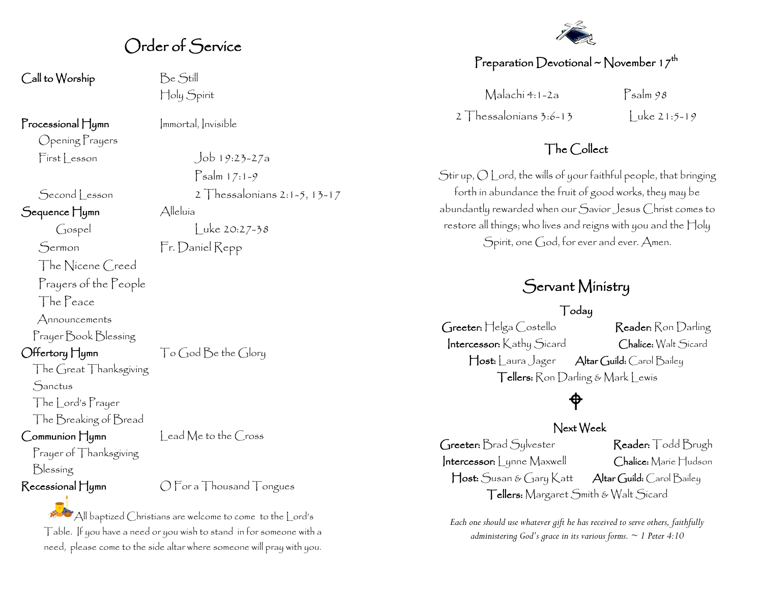# Order of Service

**Call to Worship** — Be Still
Holy Spirit

**Processional Hymn** — Immortal, Invisible

Opening Prayers

First Lesson — Job 19:23-27a

Psalm 17:1-9

Second Lesson — 2 Thessalonians 2:1-5, 13-17

**Sequence Hymn** — Alleluia

Gospel — Luke 20:27-38

Sermon — Fr. Daniel Repp

The Nicene Creed

Prayers of the People

The Peace

Announcements

Prayer Book Blessing

**Offertory Hymn** — To God Be the Glory

The Great Thanksgiving

Sanctus

The Lord's Prayer

The Breaking of Bread

**Communion Hymn** — Lead Me to the Cross

Prayer of Thanksgiving

Blessing

**Recessional Hymn** — O For a Thousand Tongues

All baptized Christians are welcome to come to the Lord's Table. If you have a need or you wish to stand in for someone with a need, please come to the side altar where someone will pray with you.

## Preparation Devotional ~ November 17th

Malachi 4:1-2a — Psalm 98

2 Thessalonians 3:6-13 — Luke 21:5-19

## The Collect

Stir up, O Lord, the wills of your faithful people, that bringing forth in abundance the fruit of good works, they may be abundantly rewarded when our Savior Jesus Christ comes to restore all things; who lives and reigns with you and the Holy Spirit, one God, for ever and ever. Amen.

## Servant Ministry

### Today

**Greeter:** Helga Costello — **Reader:** Ron Darling
**Intercessor:** Kathy Sicard — **Chalice:** Walt Sicard
**Host:** Laura Jager — **Altar Guild:** Carol Bailey
**Tellers:** Ron Darling & Mark Lewis

### Next Week

**Greeter:** Brad Sylvester — **Reader:** Todd Brugh
**Intercessor:** Lynne Maxwell — **Chalice:** Marie Hudson
**Host:** Susan & Gary Katt — **Altar Guild:** Carol Bailey
**Tellers:** Margaret Smith & Walt Sicard

*Each one should use whatever gift he has received to serve others, faithfully administering God's grace in its various forms. ~ 1 Peter 4:10*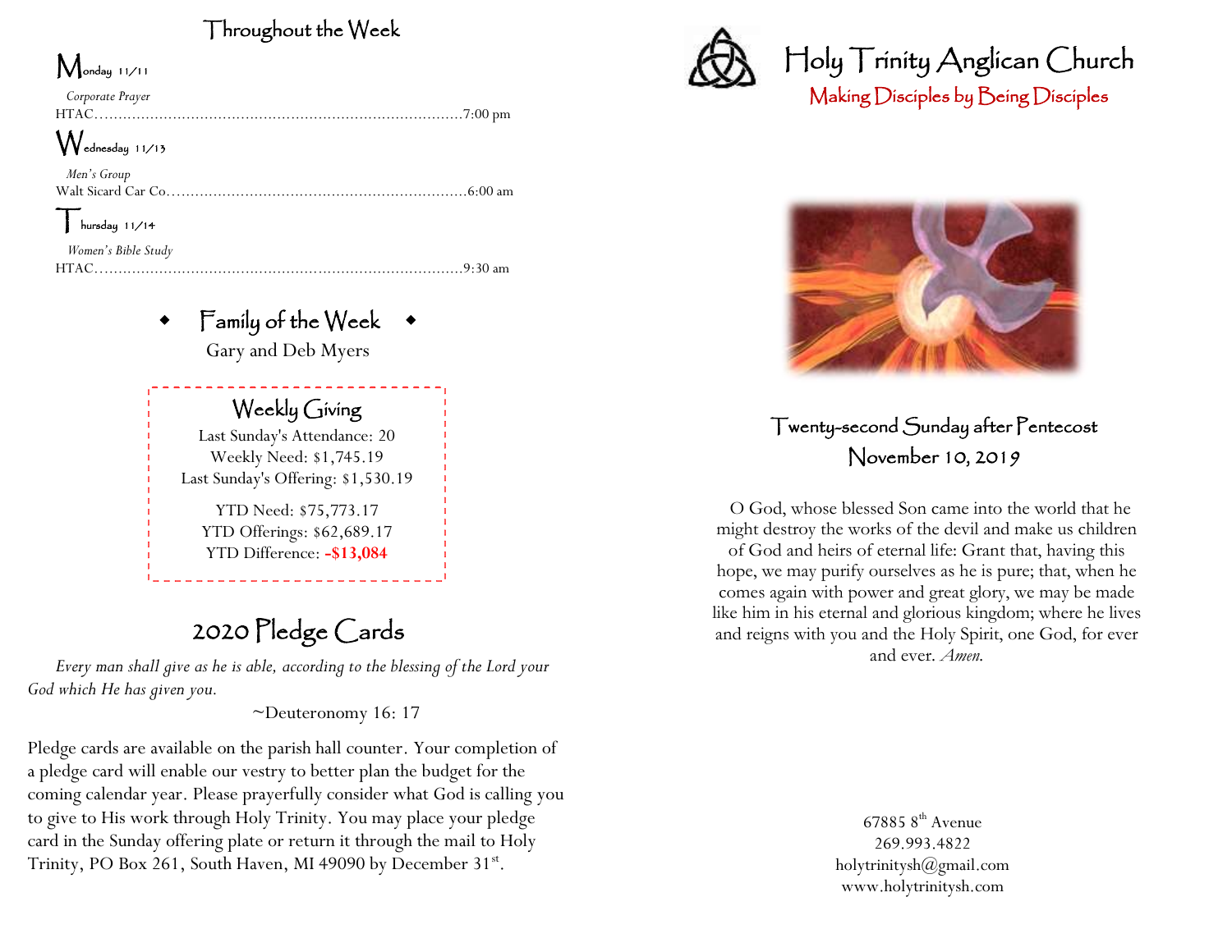## Throughout the Week

### Monday 11/11

*Corporate Prayer*
HTAC…………………………………………………………………………7:00 pm

### Wednesday 11/13

*Men's Group*
Walt Sicard Car Co…………………………………………………………6:00 am

### Thursday 11/14

*Women's Bible Study*
HTAC…………………………………………………………………………9:30 am

## ◆ Family of the Week ◆

Gary and Deb Myers

## Weekly Giving

Last Sunday's Attendance: 20
Weekly Need: $1,745.19
Last Sunday's Offering: $1,530.19

YTD Need: $75,773.17
YTD Offerings: $62,689.17
YTD Difference: **-$13,084**

## 2020 Pledge Cards

*Every man shall give as he is able, according to the blessing of the Lord your God which He has given you.*

~Deuteronomy 16: 17

Pledge cards are available on the parish hall counter. Your completion of a pledge card will enable our vestry to better plan the budget for the coming calendar year. Please prayerfully consider what God is calling you to give to His work through Holy Trinity. You may place your pledge card in the Sunday offering plate or return it through the mail to Holy Trinity, PO Box 261, South Haven, MI 49090 by December 31st.

# Holy Trinity Anglican Church

Making Disciples by Being Disciples

## Twenty-second Sunday after Pentecost
## November 10, 2019

O God, whose blessed Son came into the world that he might destroy the works of the devil and make us children of God and heirs of eternal life: Grant that, having this hope, we may purify ourselves as he is pure; that, when he comes again with power and great glory, we may be made like him in his eternal and glorious kingdom; where he lives and reigns with you and the Holy Spirit, one God, for ever and ever. *Amen.*

67885 8th Avenue
269.993.4822
holytrinitysh@gmail.com
www.holytrinitysh.com